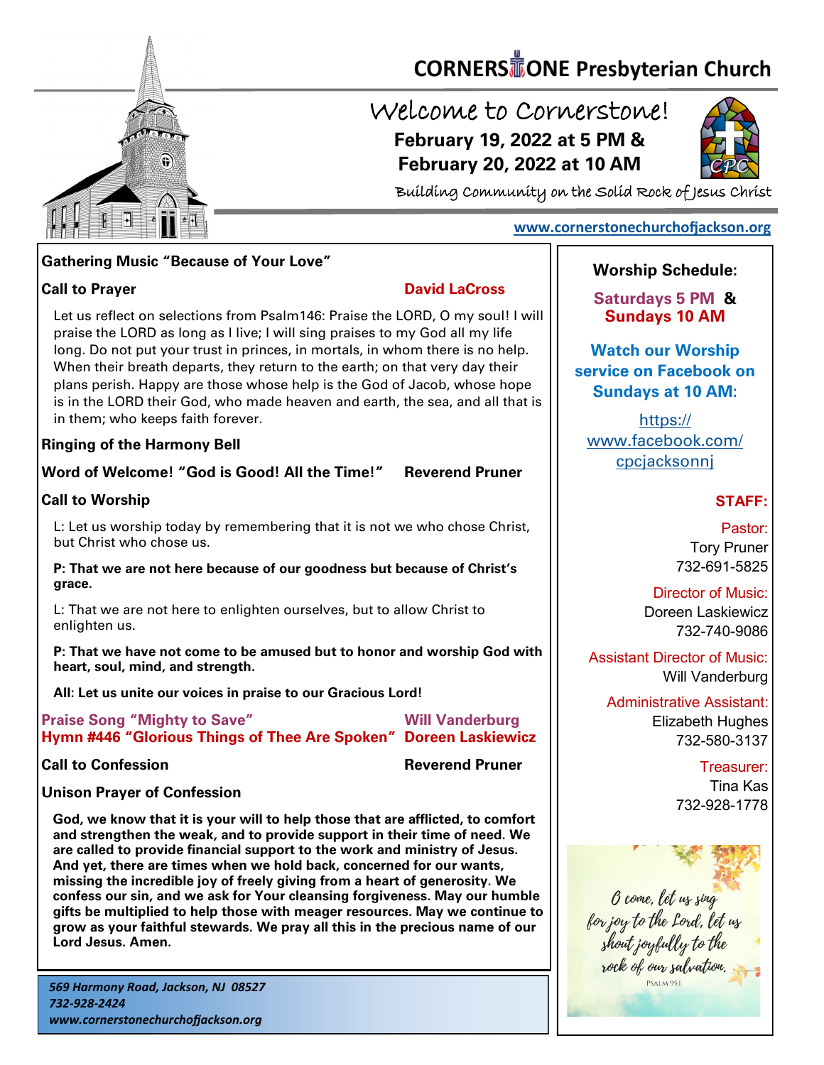# CORNERSTONE Presbyterian Church

## Welcome to Cornerstone!

**February 19, 2022 at 5 PM &**
**February 20, 2022 at 10 AM**

Building Community on the Solid Rock of Jesus Christ

www.cornerstonechurchofjackson.org

**Gathering Music "Because of Your Love"**

**Call to Prayer** — **David LaCross**

Let us reflect on selections from Psalm146: Praise the LORD, O my soul! I will praise the LORD as long as I live; I will sing praises to my God all my life long. Do not put your trust in princes, in mortals, in whom there is no help. When their breath departs, they return to the earth; on that very day their plans perish. Happy are those whose help is the God of Jacob, whose hope is in the LORD their God, who made heaven and earth, the sea, and all that is in them; who keeps faith forever.

**Ringing of the Harmony Bell**

**Word of Welcome! "God is Good! All the Time!"** — **Reverend Pruner**

**Call to Worship**

L: Let us worship today by remembering that it is not we who chose Christ, but Christ who chose us.

**P: That we are not here because of our goodness but because of Christ's grace.**

L: That we are not here to enlighten ourselves, but to allow Christ to enlighten us.

**P: That we have not come to be amused but to honor and worship God with heart, soul, mind, and strength.**

**All: Let us unite our voices in praise to our Gracious Lord!**

**Praise Song "Mighty to Save"** — **Will Vanderburg**
**Hymn #446 "Glorious Things of Thee Are Spoken"** — **Doreen Laskiewicz**

**Call to Confession** — **Reverend Pruner**

**Unison Prayer of Confession**

**God, we know that it is your will to help those that are afflicted, to comfort and strengthen the weak, and to provide support in their time of need. We are called to provide financial support to the work and ministry of Jesus. And yet, there are times when we hold back, concerned for our wants, missing the incredible joy of freely giving from a heart of generosity. We confess our sin, and we ask for Your cleansing forgiveness. May our humble gifts be multiplied to help those with meager resources. May we continue to grow as your faithful stewards. We pray all this in the precious name of our Lord Jesus. Amen.**

*569 Harmony Road, Jackson, NJ 08527*
*732-928-2424*
*www.cornerstonechurchofjackson.org*

---

**Worship Schedule:**

**Saturdays 5 PM & Sundays 10 AM**

**Watch our Worship service on Facebook on Sundays at 10 AM:**

https://www.facebook.com/cpcjacksonnj

**STAFF:**

Pastor:
Tory Pruner
732-691-5825

Director of Music:
Doreen Laskiewicz
732-740-9086

Assistant Director of Music:
Will Vanderburg

Administrative Assistant:
Elizabeth Hughes
732-580-3137

Treasurer:
Tina Kas
732-928-1778

*O come, let us sing for joy to the Lord, let us shout joyfully to the rock of our salvation.*
PSALM 95:1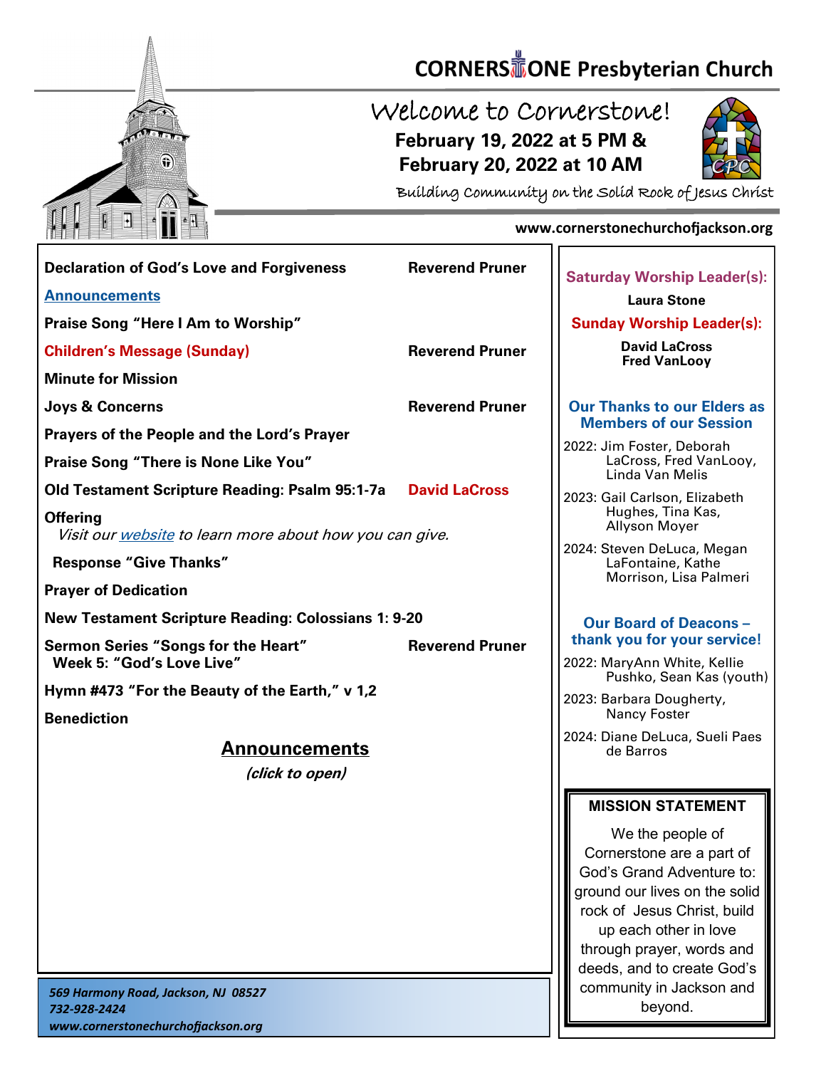# CORNERSTONE Presbyterian Church

## Welcome to Cornerstone!

**February 19, 2022 at 5 PM &**
**February 20, 2022 at 10 AM**

Building Community on the Solid Rock of Jesus Christ

www.cornerstonechurchofjackson.org

**Declaration of God's Love and Forgiveness** — **Reverend Pruner**

**Announcements**

**Praise Song "Here I Am to Worship"**

**Children's Message (Sunday)** — **Reverend Pruner**

**Minute for Mission**

**Joys & Concerns** — **Reverend Pruner**

**Prayers of the People and the Lord's Prayer**

**Praise Song "There is None Like You"**

**Old Testament Scripture Reading: Psalm 95:1-7a** — **David LaCross**

**Offering**
*Visit our website to learn more about how you can give.*

**Response "Give Thanks"**

**Prayer of Dedication**

**New Testament Scripture Reading: Colossians 1: 9-20**

**Sermon Series "Songs for the Heart"** — **Reverend Pruner**
**Week 5: "God's Love Live"**

**Hymn #473 "For the Beauty of the Earth," v 1,2**

**Benediction**

## Announcements

***(click to open)***

***569 Harmony Road, Jackson, NJ 08527***
***732-928-2424***
***www.cornerstonechurchofjackson.org***

**Saturday Worship Leader(s):**

**Laura Stone**

**Sunday Worship Leader(s):**

**David LaCross**
**Fred VanLooy**

**Our Thanks to our Elders as Members of our Session**

2022: Jim Foster, Deborah LaCross, Fred VanLooy, Linda Van Melis

2023: Gail Carlson, Elizabeth Hughes, Tina Kas, Allyson Moyer

2024: Steven DeLuca, Megan LaFontaine, Kathe Morrison, Lisa Palmeri

**Our Board of Deacons – thank you for your service!**

2022: MaryAnn White, Kellie Pushko, Sean Kas (youth)

2023: Barbara Dougherty, Nancy Foster

2024: Diane DeLuca, Sueli Paes de Barros

**MISSION STATEMENT**

We the people of Cornerstone are a part of God's Grand Adventure to: ground our lives on the solid rock of Jesus Christ, build up each other in love through prayer, words and deeds, and to create God's community in Jackson and beyond.